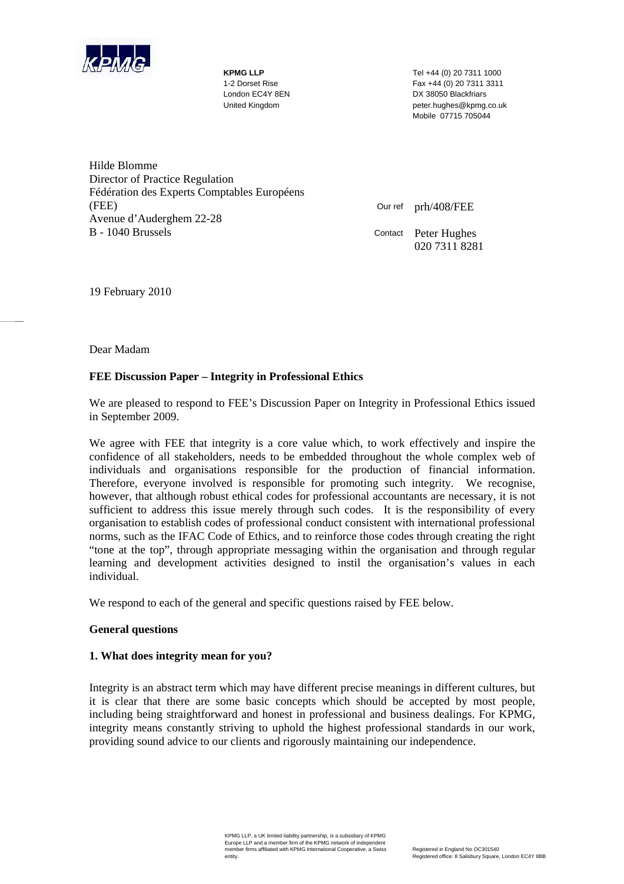**KPMG LLP**
1-2 Dorset Rise
London EC4Y 8EN
United Kingdom

Tel +44 (0) 20 7311 1000
Fax +44 (0) 20 7311 3311
DX 38050 Blackfriars
peter.hughes@kpmg.co.uk
Mobile 07715 705044

Hilde Blomme
Director of Practice Regulation
Fédération des Experts Comptables Européens (FEE)
Avenue d'Auderghem 22-28
B - 1040 Brussels

Our ref prh/408/FEE

Contact Peter Hughes
020 7311 8281

19 February 2010

Dear Madam

**FEE Discussion Paper – Integrity in Professional Ethics**

We are pleased to respond to FEE's Discussion Paper on Integrity in Professional Ethics issued in September 2009.

We agree with FEE that integrity is a core value which, to work effectively and inspire the confidence of all stakeholders, needs to be embedded throughout the whole complex web of individuals and organisations responsible for the production of financial information. Therefore, everyone involved is responsible for promoting such integrity. We recognise, however, that although robust ethical codes for professional accountants are necessary, it is not sufficient to address this issue merely through such codes. It is the responsibility of every organisation to establish codes of professional conduct consistent with international professional norms, such as the IFAC Code of Ethics, and to reinforce those codes through creating the right "tone at the top", through appropriate messaging within the organisation and through regular learning and development activities designed to instil the organisation's values in each individual.

We respond to each of the general and specific questions raised by FEE below.

**General questions**

**1. What does integrity mean for you?**

Integrity is an abstract term which may have different precise meanings in different cultures, but it is clear that there are some basic concepts which should be accepted by most people, including being straightforward and honest in professional and business dealings. For KPMG, integrity means constantly striving to uphold the highest professional standards in our work, providing sound advice to our clients and rigorously maintaining our independence.

KPMG LLP, a UK limited liability partnership, is a subsidiary of KPMG Europe LLP and a member firm of the KPMG network of independent member firms affiliated with KPMG International Cooperative, a Swiss entity.

Registered in England No OC301540
Registered office: 8 Salisbury Square, London EC4Y 8BB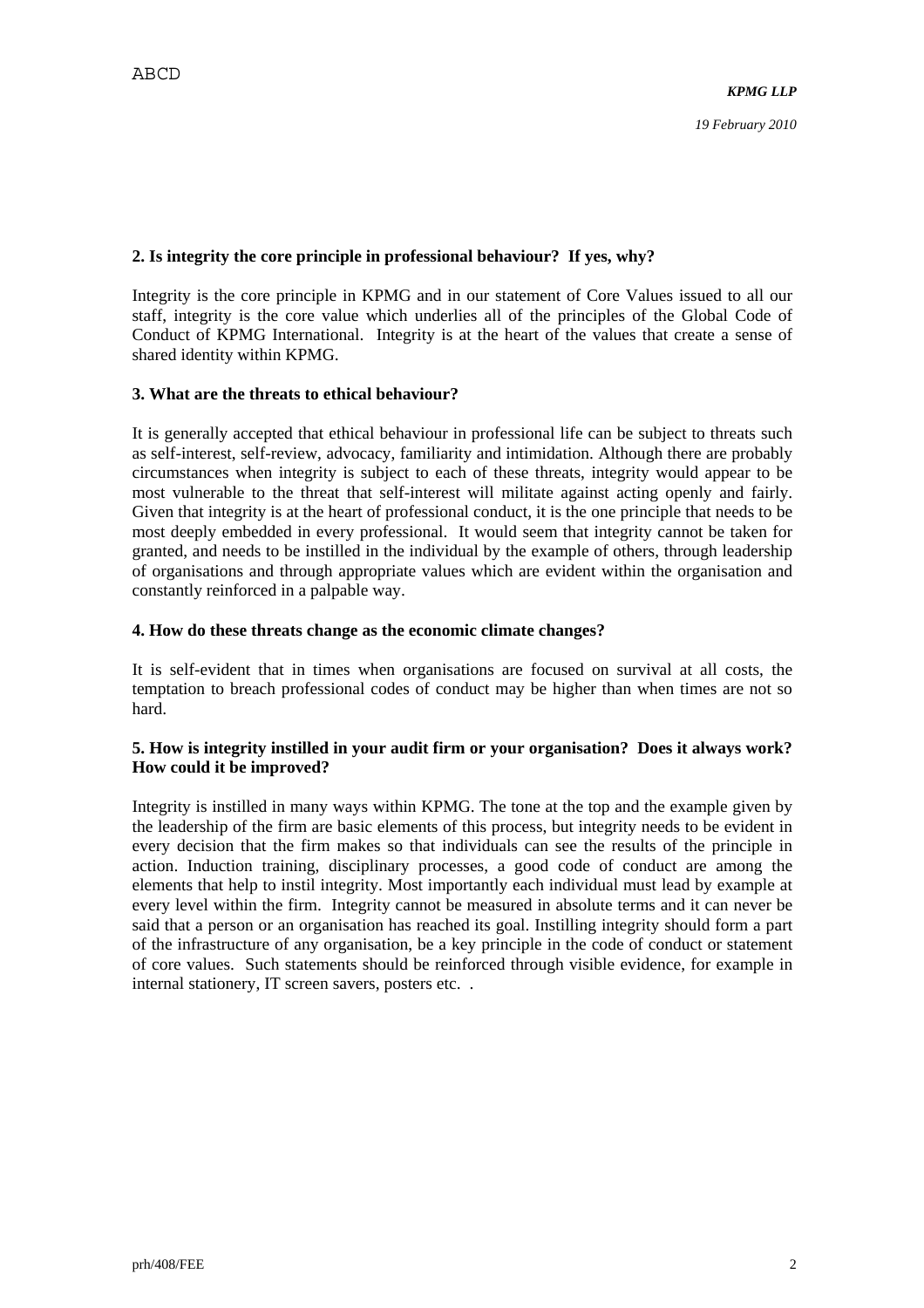**2. Is integrity the core principle in professional behaviour? If yes, why?**

Integrity is the core principle in KPMG and in our statement of Core Values issued to all our staff, integrity is the core value which underlies all of the principles of the Global Code of Conduct of KPMG International. Integrity is at the heart of the values that create a sense of shared identity within KPMG.

**3. What are the threats to ethical behaviour?**

It is generally accepted that ethical behaviour in professional life can be subject to threats such as self-interest, self-review, advocacy, familiarity and intimidation. Although there are probably circumstances when integrity is subject to each of these threats, integrity would appear to be most vulnerable to the threat that self-interest will militate against acting openly and fairly. Given that integrity is at the heart of professional conduct, it is the one principle that needs to be most deeply embedded in every professional. It would seem that integrity cannot be taken for granted, and needs to be instilled in the individual by the example of others, through leadership of organisations and through appropriate values which are evident within the organisation and constantly reinforced in a palpable way.

**4. How do these threats change as the economic climate changes?**

It is self-evident that in times when organisations are focused on survival at all costs, the temptation to breach professional codes of conduct may be higher than when times are not so hard.

**5. How is integrity instilled in your audit firm or your organisation? Does it always work? How could it be improved?**

Integrity is instilled in many ways within KPMG. The tone at the top and the example given by the leadership of the firm are basic elements of this process, but integrity needs to be evident in every decision that the firm makes so that individuals can see the results of the principle in action. Induction training, disciplinary processes, a good code of conduct are among the elements that help to instil integrity. Most importantly each individual must lead by example at every level within the firm. Integrity cannot be measured in absolute terms and it can never be said that a person or an organisation has reached its goal. Instilling integrity should form a part of the infrastructure of any organisation, be a key principle in the code of conduct or statement of core values. Such statements should be reinforced through visible evidence, for example in internal stationery, IT screen savers, posters etc. .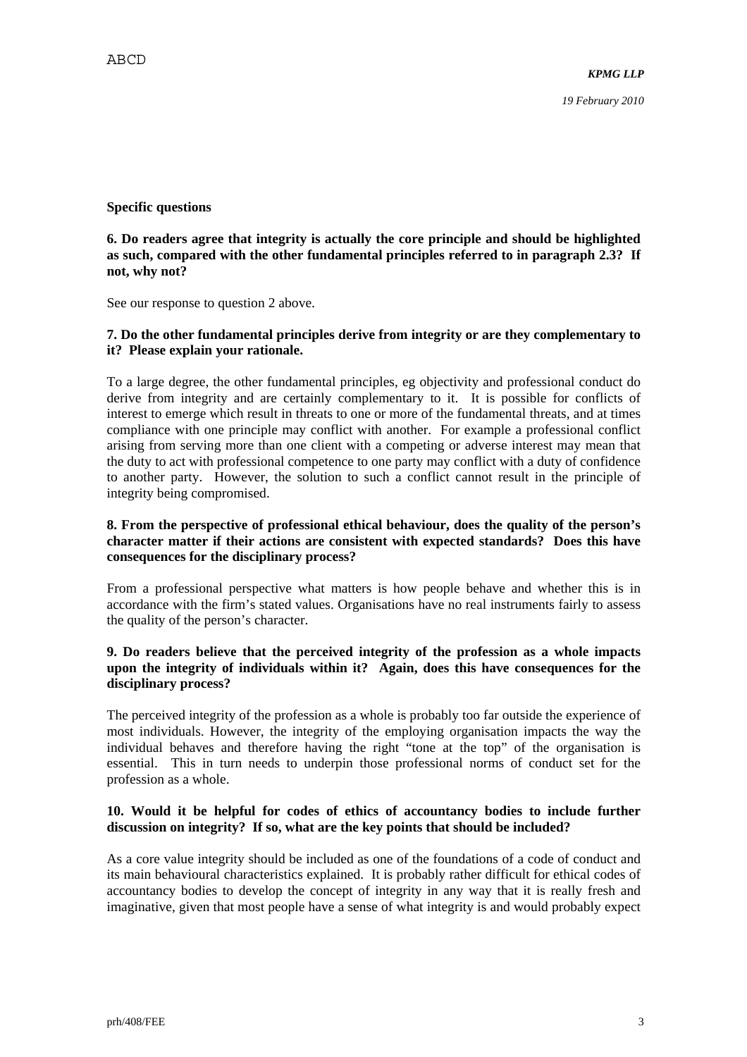**Specific questions**

**6. Do readers agree that integrity is actually the core principle and should be highlighted as such, compared with the other fundamental principles referred to in paragraph 2.3? If not, why not?**

See our response to question 2 above.

**7. Do the other fundamental principles derive from integrity or are they complementary to it? Please explain your rationale.**

To a large degree, the other fundamental principles, eg objectivity and professional conduct do derive from integrity and are certainly complementary to it. It is possible for conflicts of interest to emerge which result in threats to one or more of the fundamental threats, and at times compliance with one principle may conflict with another. For example a professional conflict arising from serving more than one client with a competing or adverse interest may mean that the duty to act with professional competence to one party may conflict with a duty of confidence to another party. However, the solution to such a conflict cannot result in the principle of integrity being compromised.

**8. From the perspective of professional ethical behaviour, does the quality of the person's character matter if their actions are consistent with expected standards? Does this have consequences for the disciplinary process?**

From a professional perspective what matters is how people behave and whether this is in accordance with the firm's stated values. Organisations have no real instruments fairly to assess the quality of the person's character.

**9. Do readers believe that the perceived integrity of the profession as a whole impacts upon the integrity of individuals within it? Again, does this have consequences for the disciplinary process?**

The perceived integrity of the profession as a whole is probably too far outside the experience of most individuals. However, the integrity of the employing organisation impacts the way the individual behaves and therefore having the right "tone at the top" of the organisation is essential. This in turn needs to underpin those professional norms of conduct set for the profession as a whole.

**10. Would it be helpful for codes of ethics of accountancy bodies to include further discussion on integrity? If so, what are the key points that should be included?**

As a core value integrity should be included as one of the foundations of a code of conduct and its main behavioural characteristics explained. It is probably rather difficult for ethical codes of accountancy bodies to develop the concept of integrity in any way that it is really fresh and imaginative, given that most people have a sense of what integrity is and would probably expect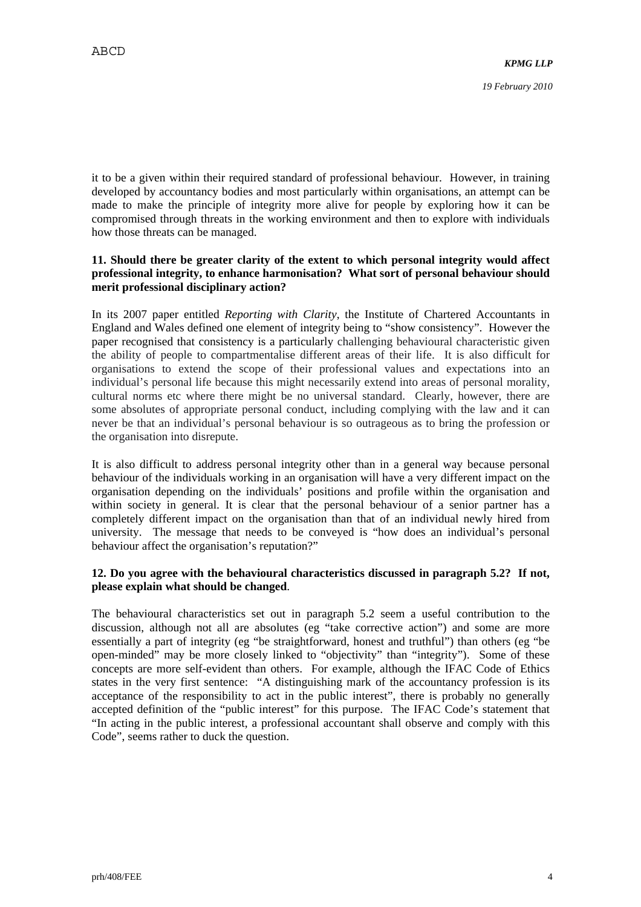it to be a given within their required standard of professional behaviour. However, in training developed by accountancy bodies and most particularly within organisations, an attempt can be made to make the principle of integrity more alive for people by exploring how it can be compromised through threats in the working environment and then to explore with individuals how those threats can be managed.

**11. Should there be greater clarity of the extent to which personal integrity would affect professional integrity, to enhance harmonisation? What sort of personal behaviour should merit professional disciplinary action?**

In its 2007 paper entitled *Reporting with Clarity*, the Institute of Chartered Accountants in England and Wales defined one element of integrity being to "show consistency". However the paper recognised that consistency is a particularly challenging behavioural characteristic given the ability of people to compartmentalise different areas of their life. It is also difficult for organisations to extend the scope of their professional values and expectations into an individual's personal life because this might necessarily extend into areas of personal morality, cultural norms etc where there might be no universal standard. Clearly, however, there are some absolutes of appropriate personal conduct, including complying with the law and it can never be that an individual's personal behaviour is so outrageous as to bring the profession or the organisation into disrepute.

It is also difficult to address personal integrity other than in a general way because personal behaviour of the individuals working in an organisation will have a very different impact on the organisation depending on the individuals' positions and profile within the organisation and within society in general. It is clear that the personal behaviour of a senior partner has a completely different impact on the organisation than that of an individual newly hired from university. The message that needs to be conveyed is "how does an individual's personal behaviour affect the organisation's reputation?"

**12. Do you agree with the behavioural characteristics discussed in paragraph 5.2? If not, please explain what should be changed**.

The behavioural characteristics set out in paragraph 5.2 seem a useful contribution to the discussion, although not all are absolutes (eg "take corrective action") and some are more essentially a part of integrity (eg "be straightforward, honest and truthful") than others (eg "be open-minded" may be more closely linked to "objectivity" than "integrity"). Some of these concepts are more self-evident than others. For example, although the IFAC Code of Ethics states in the very first sentence: "A distinguishing mark of the accountancy profession is its acceptance of the responsibility to act in the public interest", there is probably no generally accepted definition of the "public interest" for this purpose. The IFAC Code's statement that "In acting in the public interest, a professional accountant shall observe and comply with this Code", seems rather to duck the question.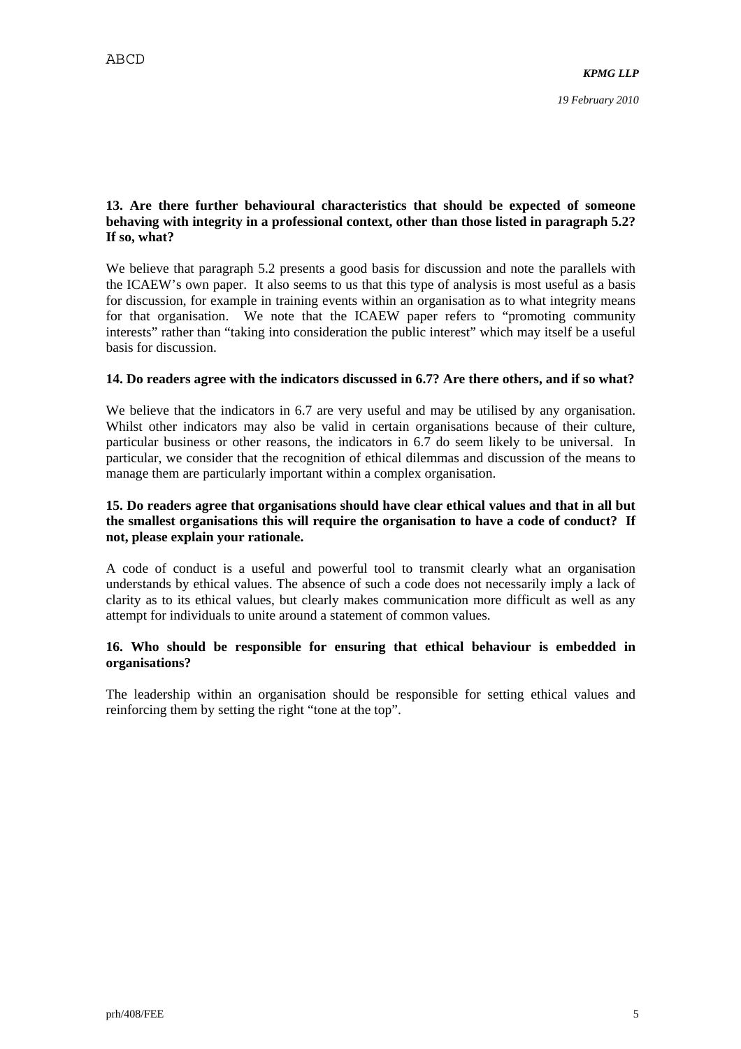**13. Are there further behavioural characteristics that should be expected of someone behaving with integrity in a professional context, other than those listed in paragraph 5.2? If so, what?**

We believe that paragraph 5.2 presents a good basis for discussion and note the parallels with the ICAEW's own paper. It also seems to us that this type of analysis is most useful as a basis for discussion, for example in training events within an organisation as to what integrity means for that organisation. We note that the ICAEW paper refers to "promoting community interests" rather than "taking into consideration the public interest" which may itself be a useful basis for discussion.

**14. Do readers agree with the indicators discussed in 6.7? Are there others, and if so what?**

We believe that the indicators in 6.7 are very useful and may be utilised by any organisation. Whilst other indicators may also be valid in certain organisations because of their culture, particular business or other reasons, the indicators in 6.7 do seem likely to be universal. In particular, we consider that the recognition of ethical dilemmas and discussion of the means to manage them are particularly important within a complex organisation.

**15. Do readers agree that organisations should have clear ethical values and that in all but the smallest organisations this will require the organisation to have a code of conduct? If not, please explain your rationale.**

A code of conduct is a useful and powerful tool to transmit clearly what an organisation understands by ethical values. The absence of such a code does not necessarily imply a lack of clarity as to its ethical values, but clearly makes communication more difficult as well as any attempt for individuals to unite around a statement of common values.

**16. Who should be responsible for ensuring that ethical behaviour is embedded in organisations?**

The leadership within an organisation should be responsible for setting ethical values and reinforcing them by setting the right "tone at the top".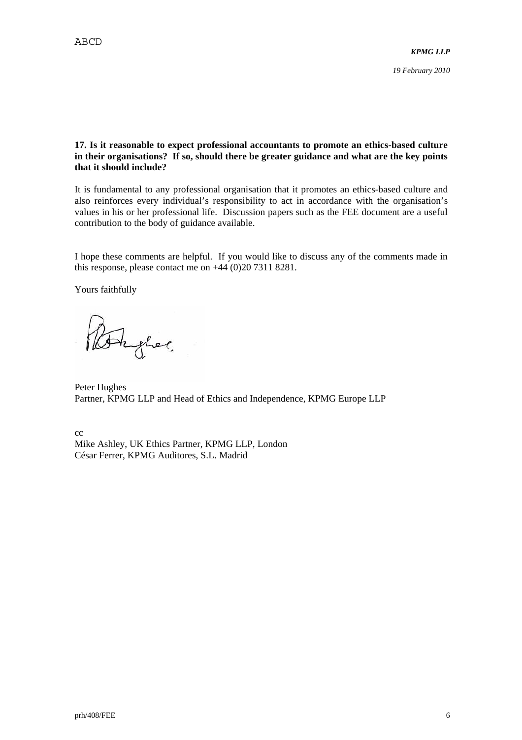**17. Is it reasonable to expect professional accountants to promote an ethics-based culture in their organisations? If so, should there be greater guidance and what are the key points that it should include?**

It is fundamental to any professional organisation that it promotes an ethics-based culture and also reinforces every individual's responsibility to act in accordance with the organisation's values in his or her professional life. Discussion papers such as the FEE document are a useful contribution to the body of guidance available.

I hope these comments are helpful. If you would like to discuss any of the comments made in this response, please contact me on +44 (0)20 7311 8281.

Yours faithfully

Peter Hughes
Partner, KPMG LLP and Head of Ethics and Independence, KPMG Europe LLP

cc
Mike Ashley, UK Ethics Partner, KPMG LLP, London
César Ferrer, KPMG Auditores, S.L. Madrid